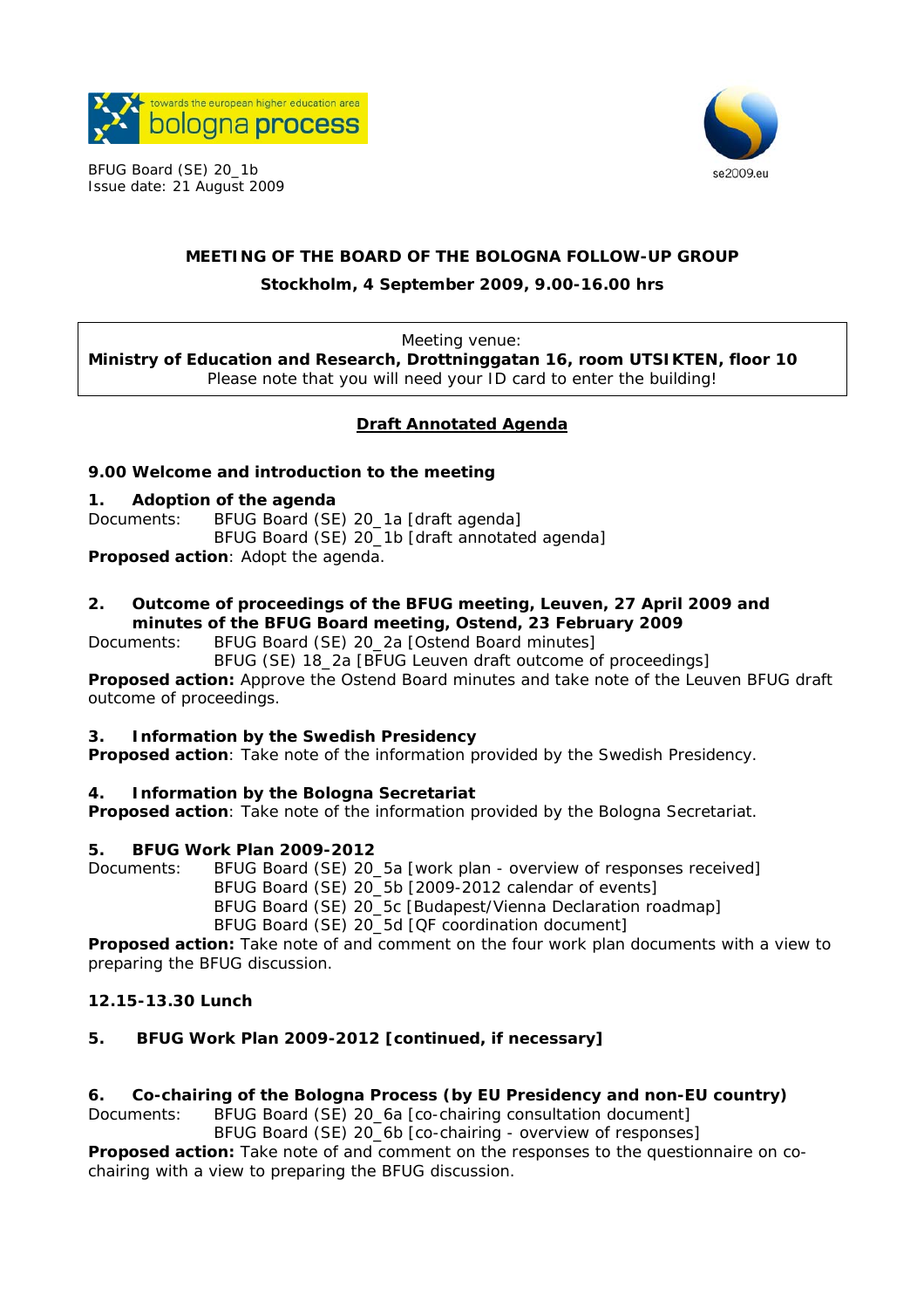BFUG Board (SE) 20_1b
Issue date: 21 August 2009

# MEETING OF THE BOARD OF THE BOLOGNA FOLLOW-UP GROUP

**Stockholm, 4 September 2009, 9.00-16.00 hrs**

Meeting venue:
**Ministry of Education and Research, Drottninggatan 16, room UTSIKTEN, floor 10**
Please note that you will need your ID card to enter the building!

## Draft Annotated Agenda

**9.00 Welcome and introduction to the meeting**

**1. Adoption of the agenda**

Documents: BFUG Board (SE) 20_1a [draft agenda]
BFUG Board (SE) 20_1b [draft annotated agenda]

**Proposed action**: Adopt the agenda.

**2. Outcome of proceedings of the BFUG meeting, Leuven, 27 April 2009 and minutes of the BFUG Board meeting, Ostend, 23 February 2009**

Documents: BFUG Board (SE) 20_2a [Ostend Board minutes]
BFUG (SE) 18_2a [BFUG Leuven draft outcome of proceedings]

**Proposed action:** Approve the Ostend Board minutes and take note of the Leuven BFUG draft outcome of proceedings.

**3. Information by the Swedish Presidency**

**Proposed action**: Take note of the information provided by the Swedish Presidency.

**4. Information by the Bologna Secretariat**

**Proposed action**: Take note of the information provided by the Bologna Secretariat.

**5. BFUG Work Plan 2009-2012**

Documents: BFUG Board (SE) 20_5a [work plan - overview of responses received]
BFUG Board (SE) 20_5b [2009-2012 calendar of events]
BFUG Board (SE) 20_5c [Budapest/Vienna Declaration roadmap]
BFUG Board (SE) 20_5d [QF coordination document]

**Proposed action:** Take note of and comment on the four work plan documents with a view to preparing the BFUG discussion.

**12.15-13.30 Lunch**

**5. BFUG Work Plan 2009-2012 [continued, if necessary]**

**6. Co-chairing of the Bologna Process (by EU Presidency and non-EU country)**

Documents: BFUG Board (SE) 20_6a [co-chairing consultation document]
BFUG Board (SE) 20_6b [co-chairing - overview of responses]

**Proposed action:** Take note of and comment on the responses to the questionnaire on co-chairing with a view to preparing the BFUG discussion.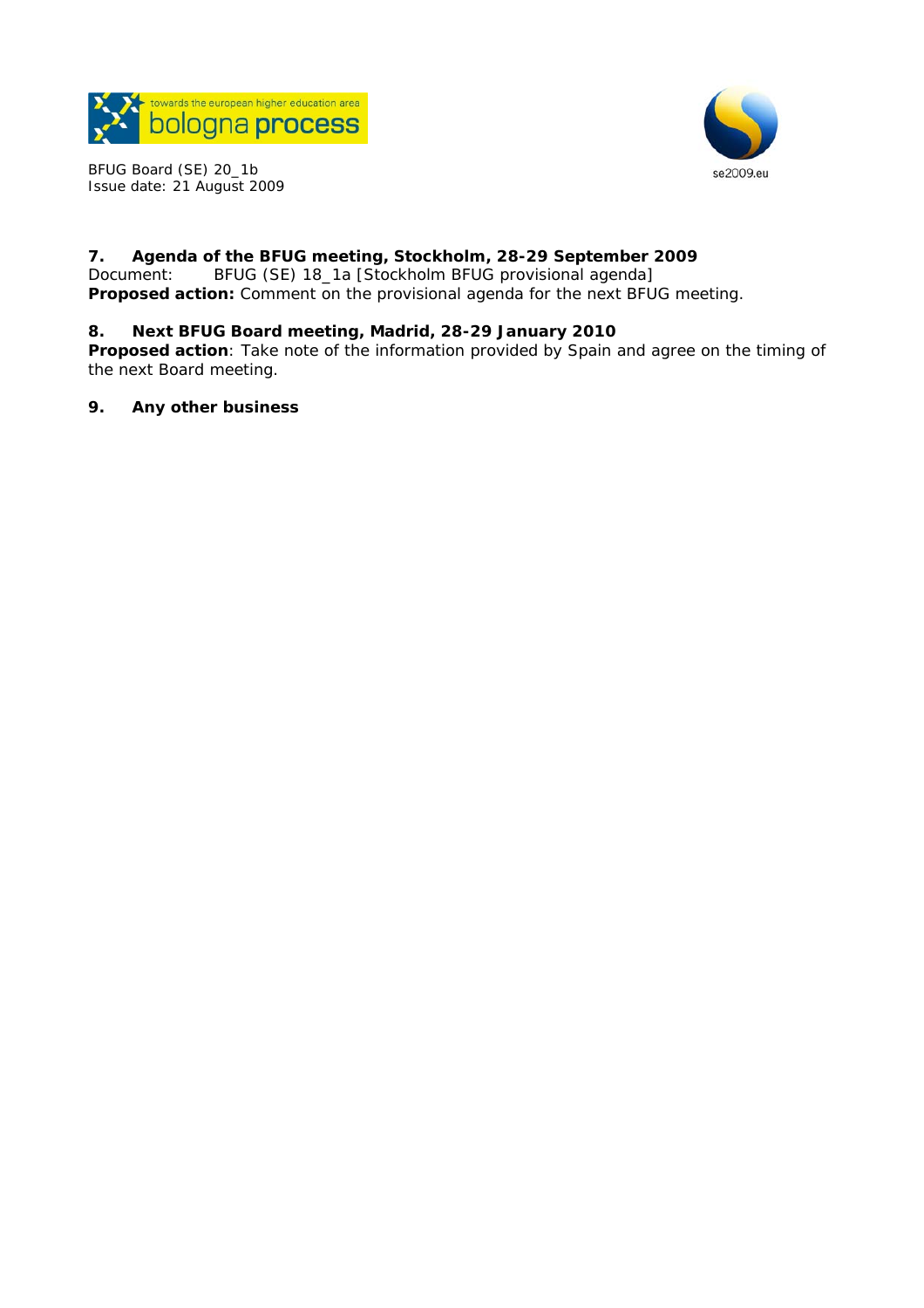BFUG Board (SE) 20_1b
Issue date: 21 August 2009

**7. Agenda of the BFUG meeting, Stockholm, 28-29 September 2009**
Document: BFUG (SE) 18_1a [Stockholm BFUG provisional agenda]
**Proposed action:** Comment on the provisional agenda for the next BFUG meeting.

**8. Next BFUG Board meeting, Madrid, 28-29 January 2010**
**Proposed action**: Take note of the information provided by Spain and agree on the timing of the next Board meeting.

**9. Any other business**